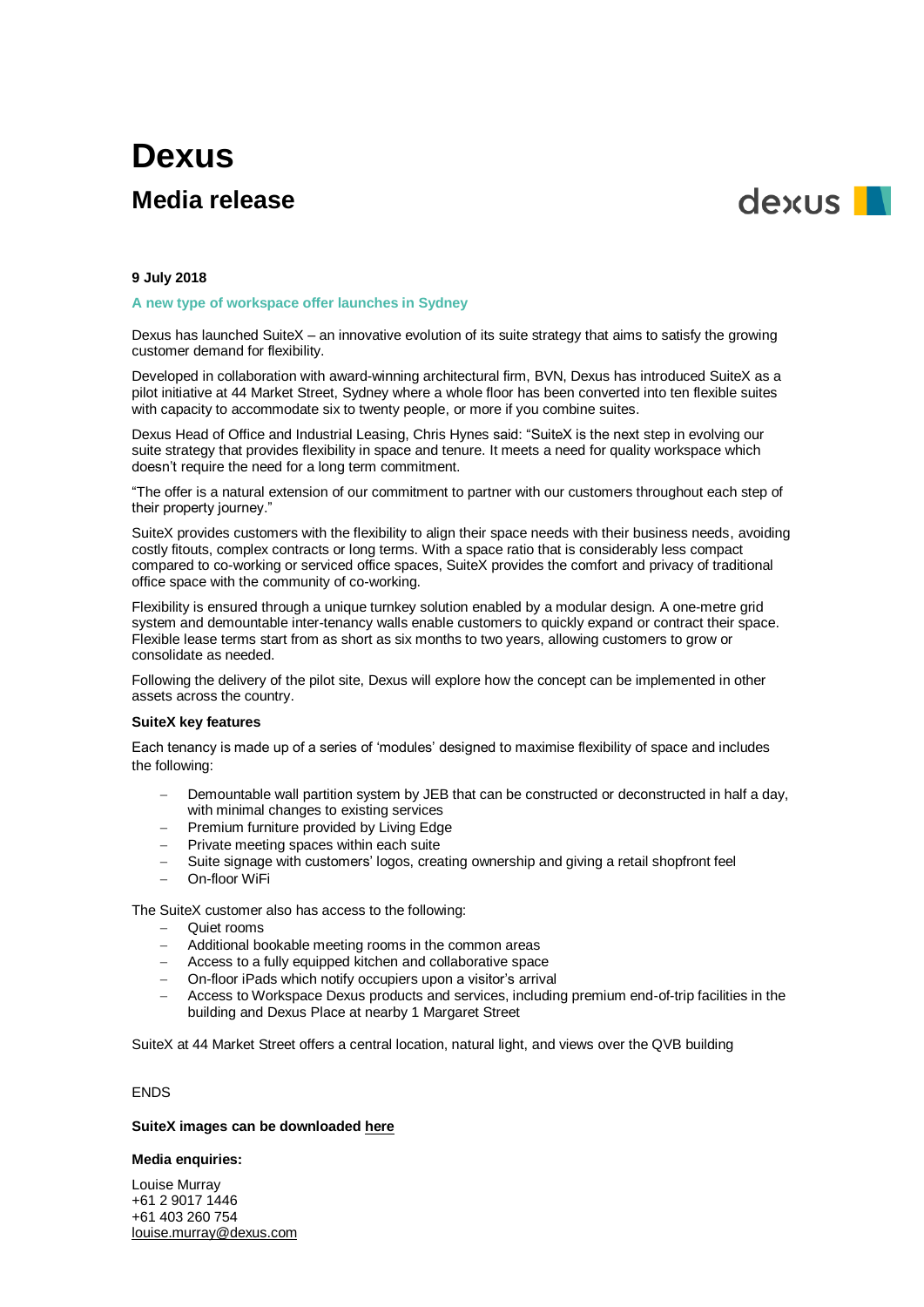# Dexus

## Media release

**9 July 2018**

**A new type of workspace offer launches in Sydney**

Dexus has launched SuiteX – an innovative evolution of its suite strategy that aims to satisfy the growing customer demand for flexibility.

Developed in collaboration with award-winning architectural firm, BVN, Dexus has introduced SuiteX as a pilot initiative at 44 Market Street, Sydney where a whole floor has been converted into ten flexible suites with capacity to accommodate six to twenty people, or more if you combine suites.

Dexus Head of Office and Industrial Leasing, Chris Hynes said: "SuiteX is the next step in evolving our suite strategy that provides flexibility in space and tenure. It meets a need for quality workspace which doesn't require the need for a long term commitment.

"The offer is a natural extension of our commitment to partner with our customers throughout each step of their property journey."

SuiteX provides customers with the flexibility to align their space needs with their business needs, avoiding costly fitouts, complex contracts or long terms. With a space ratio that is considerably less compact compared to co-working or serviced office spaces, SuiteX provides the comfort and privacy of traditional office space with the community of co-working.

Flexibility is ensured through a unique turnkey solution enabled by a modular design. A one-metre grid system and demountable inter-tenancy walls enable customers to quickly expand or contract their space. Flexible lease terms start from as short as six months to two years, allowing customers to grow or consolidate as needed.

Following the delivery of the pilot site, Dexus will explore how the concept can be implemented in other assets across the country.

**SuiteX key features**

Each tenancy is made up of a series of 'modules' designed to maximise flexibility of space and includes the following:

- Demountable wall partition system by JEB that can be constructed or deconstructed in half a day, with minimal changes to existing services
- Premium furniture provided by Living Edge
- Private meeting spaces within each suite
- Suite signage with customers' logos, creating ownership and giving a retail shopfront feel
- On-floor WiFi

The SuiteX customer also has access to the following:

- Quiet rooms
- Additional bookable meeting rooms in the common areas
- Access to a fully equipped kitchen and collaborative space
- On-floor iPads which notify occupiers upon a visitor's arrival
- Access to Workspace Dexus products and services, including premium end-of-trip facilities in the building and Dexus Place at nearby 1 Margaret Street

SuiteX at 44 Market Street offers a central location, natural light, and views over the QVB building

ENDS

**SuiteX images can be downloaded here**

**Media enquiries:**

Louise Murray
+61 2 9017 1446
+61 403 260 754
louise.murray@dexus.com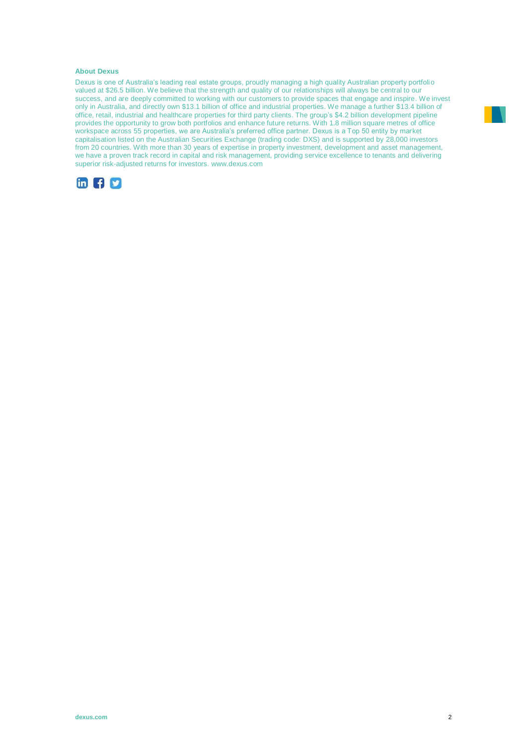**About Dexus**

Dexus is one of Australia's leading real estate groups, proudly managing a high quality Australian property portfolio valued at $26.5 billion. We believe that the strength and quality of our relationships will always be central to our success, and are deeply committed to working with our customers to provide spaces that engage and inspire. We invest only in Australia, and directly own $13.1 billion of office and industrial properties. We manage a further $13.4 billion of office, retail, industrial and healthcare properties for third party clients. The group's $4.2 billion development pipeline provides the opportunity to grow both portfolios and enhance future returns. With 1.8 million square metres of office workspace across 55 properties, we are Australia's preferred office partner. Dexus is a Top 50 entity by market capitalisation listed on the Australian Securities Exchange (trading code: DXS) and is supported by 28,000 investors from 20 countries. With more than 30 years of expertise in property investment, development and asset management, we have a proven track record in capital and risk management, providing service excellence to tenants and delivering superior risk-adjusted returns for investors. www.dexus.com